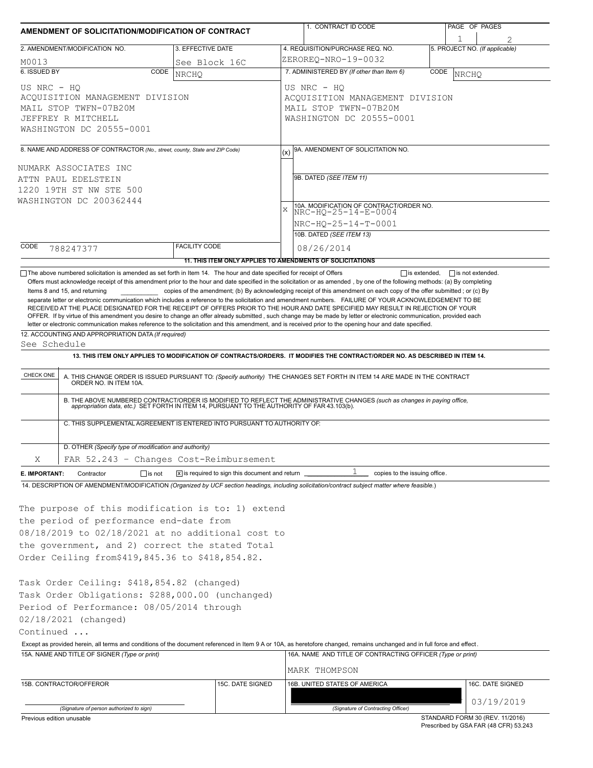# AMENDMENT OF SOLICITATION/MODIFICATION OF CONTRACT

| 1. CONTRACT ID CODE | PAGE OF PAGES |
|---|---|
| | 1 / 2 |

| 2. AMENDMENT/MODIFICATION NO. | 3. EFFECTIVE DATE | 4. REQUISITION/PURCHASE REQ. NO. | 5. PROJECT NO. (If applicable) |
|---|---|---|---|
| M0013 | See Block 16C | ZEROREQ-NRO-19-0032 | |

**6. ISSUED BY** CODE NRCHQ

US NRC - HQ
ACQUISITION MANAGEMENT DIVISION
MAIL STOP TWFN-07B20M
JEFFREY R MITCHELL
WASHINGTON DC 20555-0001

**7. ADMINISTERED BY** (If other than Item 6) CODE NRCHQ

US NRC - HQ
ACQUISITION MANAGEMENT DIVISION
MAIL STOP TWFN-07B20M
WASHINGTON DC 20555-0001

**8. NAME AND ADDRESS OF CONTRACTOR** (No., street, county, State and ZIP Code)

NUMARK ASSOCIATES INC
ATTN PAUL EDELSTEIN
1220 19TH ST NW STE 500
WASHINGTON DC 200362444

CODE 788247377 FACILITY CODE

(x) 9A. AMENDMENT OF SOLICITATION NO.

9B. DATED (SEE ITEM 11)

X 10A. MODIFICATION OF CONTRACT/ORDER NO.
NRC-HQ-25-14-E-0004
NRC-HQ-25-14-T-0001

10B. DATED (SEE ITEM 13)
08/26/2014

**11. THIS ITEM ONLY APPLIES TO AMENDMENTS OF SOLICITATIONS**

☐ The above numbered solicitation is amended as set forth in Item 14. The hour and date specified for receipt of Offers ☐ is extended, ☐ is not extended.
Offers must acknowledge receipt of this amendment prior to the hour and date specified in the solicitation or as amended , by one of the following methods: (a) By completing Items 8 and 15, and returning __________ copies of the amendment; (b) By acknowledging receipt of this amendment on each copy of the offer submitted ; or (c) By separate letter or electronic communication which includes a reference to the solicitation and amendment numbers. FAILURE OF YOUR ACKNOWLEDGEMENT TO BE RECEIVED AT THE PLACE DESIGNATED FOR THE RECEIPT OF OFFERS PRIOR TO THE HOUR AND DATE SPECIFIED MAY RESULT IN REJECTION OF YOUR OFFER. If by virtue of this amendment you desire to change an offer already submitted , such change may be made by letter or electronic communication, provided each letter or electronic communication makes reference to the solicitation and this amendment, and is received prior to the opening hour and date specified.

**12. ACCOUNTING AND APPROPRIATION DATA** (If required)
See Schedule

**13. THIS ITEM ONLY APPLIES TO MODIFICATION OF CONTRACTS/ORDERS. IT MODIFIES THE CONTRACT/ORDER NO. AS DESCRIBED IN ITEM 14.**

| CHECK ONE | |
|---|---|
| | A. THIS CHANGE ORDER IS ISSUED PURSUANT TO: (Specify authority) THE CHANGES SET FORTH IN ITEM 14 ARE MADE IN THE CONTRACT ORDER NO. IN ITEM 10A. |
| | B. THE ABOVE NUMBERED CONTRACT/ORDER IS MODIFIED TO REFLECT THE ADMINISTRATIVE CHANGES (such as changes in paying office, appropriation data, etc.) SET FORTH IN ITEM 14, PURSUANT TO THE AUTHORITY OF FAR 43.103(b). |
| | C. THIS SUPPLEMENTAL AGREEMENT IS ENTERED INTO PURSUANT TO AUTHORITY OF: |
| X | D. OTHER (Specify type of modification and authority) FAR 52.243 - Changes Cost-Reimbursement |

**E. IMPORTANT:** Contractor ☐ is not ☒ is required to sign this document and return 1 copies to the issuing office.

**14. DESCRIPTION OF AMENDMENT/MODIFICATION** (Organized by UCF section headings, including solicitation/contract subject matter where feasible.)

The purpose of this modification is to: 1) extend the period of performance end-date from 08/18/2019 to 02/18/2021 at no additional cost to the government, and 2) correct the stated Total Order Ceiling from$419,845.36 to $418,854.82.

Task Order Ceiling: $418,854.82 (changed)
Task Order Obligations: $288,000.00 (unchanged)
Period of Performance: 08/05/2014 through 02/18/2021 (changed)
Continued ...

Except as provided herein, all terms and conditions of the document referenced in Item 9 A or 10A, as heretofore changed, remains unchanged and in full force and effect.

| 15A. NAME AND TITLE OF SIGNER (Type or print) | | 16A. NAME AND TITLE OF CONTRACTING OFFICER (Type or print) | |
|---|---|---|---|
| | | MARK THOMPSON | |
| 15B. CONTRACTOR/OFFEROR | 15C. DATE SIGNED | 16B. UNITED STATES OF AMERICA | 16C. DATE SIGNED |
| (Signature of person authorized to sign) | | (Signature of Contracting Officer) | 03/19/2019 |

Previous edition unusable

STANDARD FORM 30 (REV. 11/2016)
Prescribed by GSA FAR (48 CFR) 53.243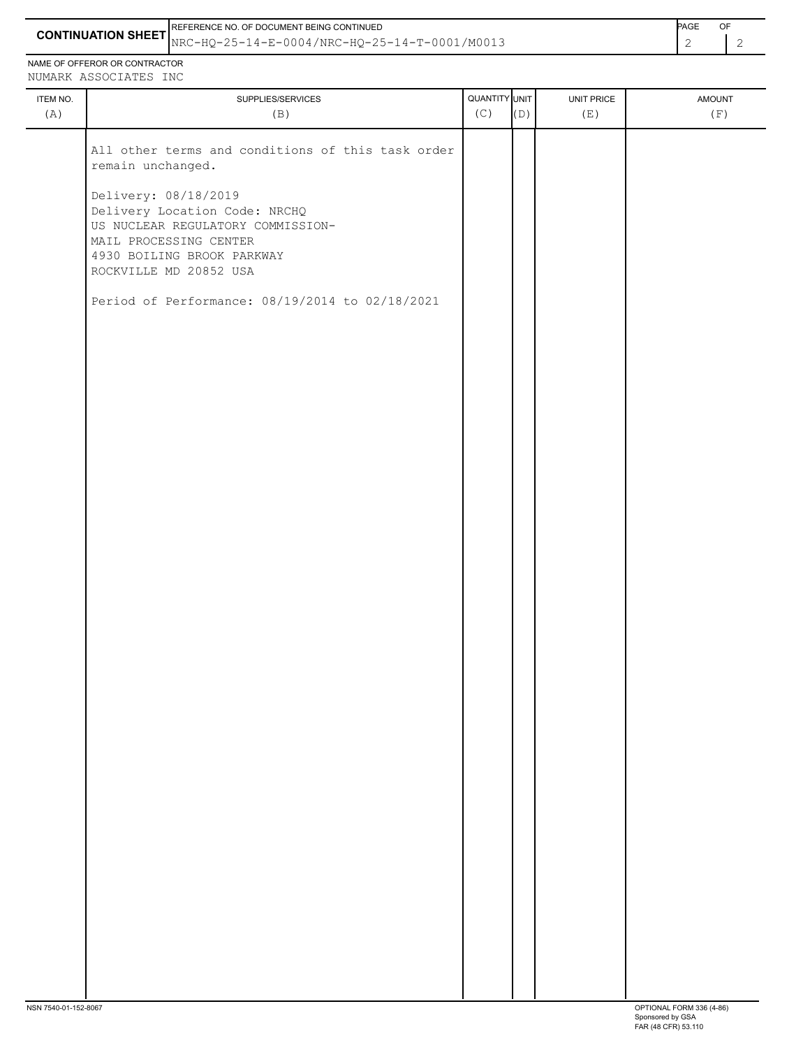**CONTINUATION SHEET**

REFERENCE NO. OF DOCUMENT BEING CONTINUED
NRC-HQ-25-14-E-0004/NRC-HQ-25-14-T-0001/M0013

NAME OF OFFEROR OR CONTRACTOR
NUMARK ASSOCIATES INC

| ITEM NO. (A) | SUPPLIES/SERVICES (B) | QUANTITY (C) | UNIT (D) | UNIT PRICE (E) | AMOUNT (F) |
|---|---|---|---|---|---|
| | All other terms and conditions of this task order remain unchanged.<br><br>Delivery: 08/18/2019<br>Delivery Location Code: NRCHQ<br>US NUCLEAR REGULATORY COMMISSION-<br>MAIL PROCESSING CENTER<br>4930 BOILING BROOK PARKWAY<br>ROCKVILLE MD 20852 USA<br><br>Period of Performance: 08/19/2014 to 02/18/2021 | | | | |

NSN 7540-01-152-8067

OPTIONAL FORM 336 (4-86)
Sponsored by GSA
FAR (48 CFR) 53.110